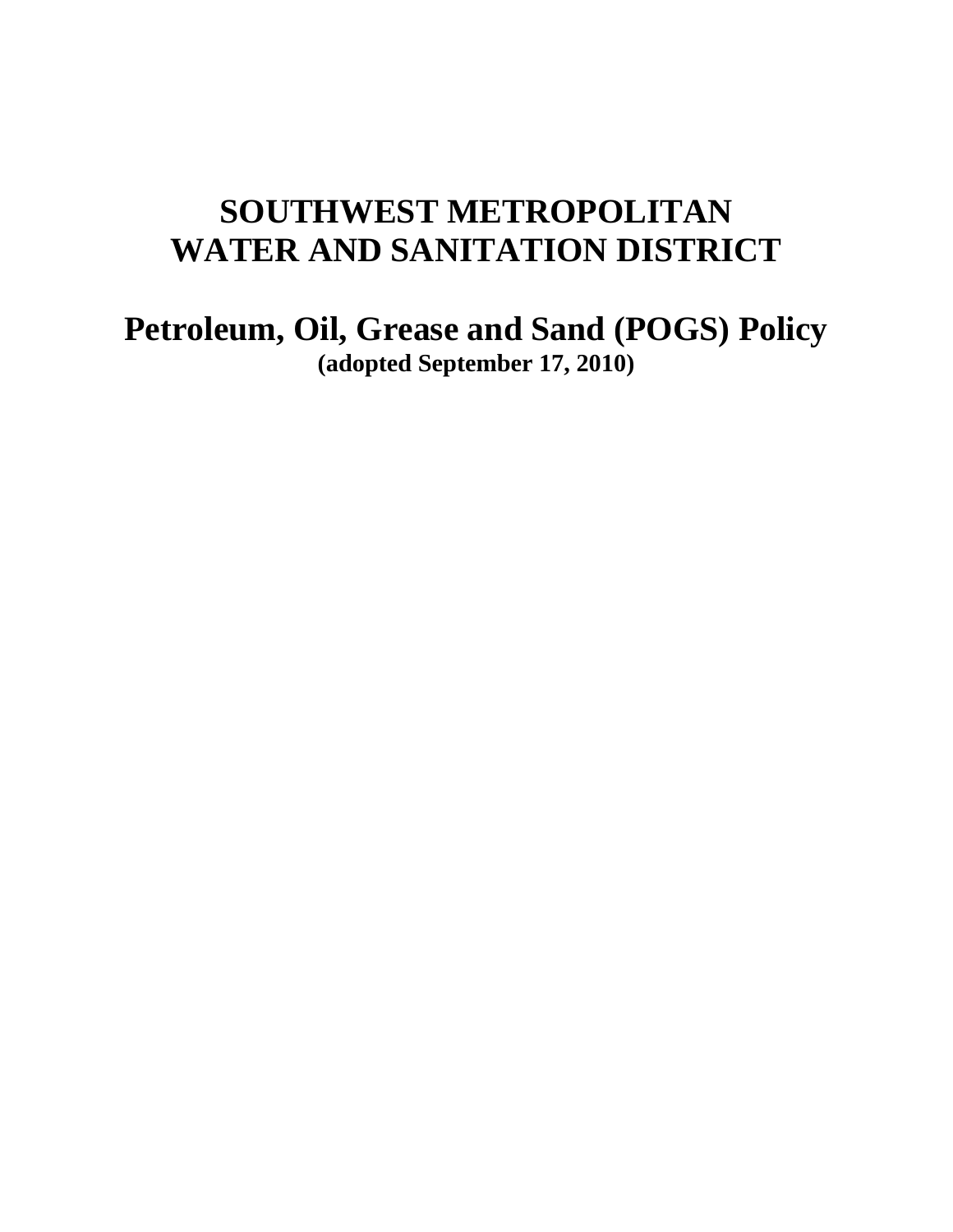# SOUTHWEST METROPOLITAN WATER AND SANITATION DISTRICT

## Petroleum, Oil, Grease and Sand (POGS) Policy

**(adopted September 17, 2010)**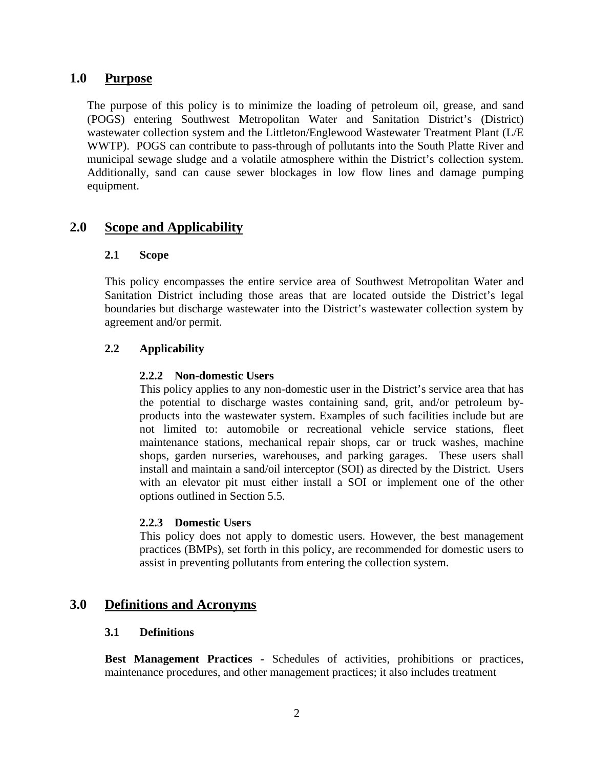## 1.0 Purpose

The purpose of this policy is to minimize the loading of petroleum oil, grease, and sand (POGS) entering Southwest Metropolitan Water and Sanitation District's (District) wastewater collection system and the Littleton/Englewood Wastewater Treatment Plant (L/E WWTP). POGS can contribute to pass-through of pollutants into the South Platte River and municipal sewage sludge and a volatile atmosphere within the District's collection system. Additionally, sand can cause sewer blockages in low flow lines and damage pumping equipment.

## 2.0 Scope and Applicability

### 2.1 Scope

This policy encompasses the entire service area of Southwest Metropolitan Water and Sanitation District including those areas that are located outside the District's legal boundaries but discharge wastewater into the District's wastewater collection system by agreement and/or permit.

### 2.2 Applicability

#### 2.2.2 Non-domestic Users

This policy applies to any non-domestic user in the District's service area that has the potential to discharge wastes containing sand, grit, and/or petroleum by-products into the wastewater system. Examples of such facilities include but are not limited to: automobile or recreational vehicle service stations, fleet maintenance stations, mechanical repair shops, car or truck washes, machine shops, garden nurseries, warehouses, and parking garages. These users shall install and maintain a sand/oil interceptor (SOI) as directed by the District. Users with an elevator pit must either install a SOI or implement one of the other options outlined in Section 5.5.

#### 2.2.3 Domestic Users

This policy does not apply to domestic users. However, the best management practices (BMPs), set forth in this policy, are recommended for domestic users to assist in preventing pollutants from entering the collection system.

## 3.0 Definitions and Acronyms

### 3.1 Definitions

**Best Management Practices -** Schedules of activities, prohibitions or practices, maintenance procedures, and other management practices; it also includes treatment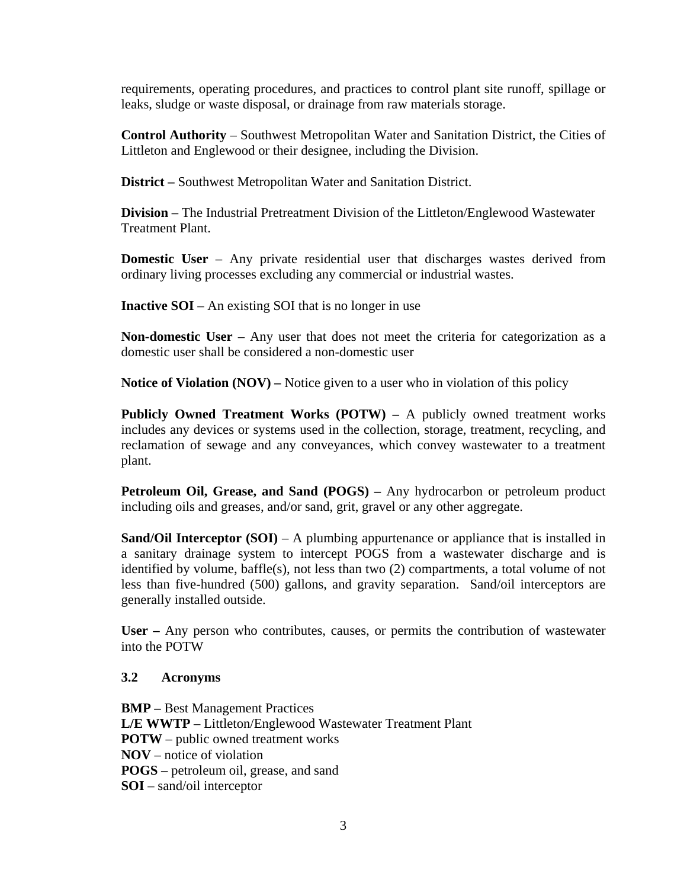requirements, operating procedures, and practices to control plant site runoff, spillage or leaks, sludge or waste disposal, or drainage from raw materials storage.

**Control Authority** – Southwest Metropolitan Water and Sanitation District, the Cities of Littleton and Englewood or their designee, including the Division.

**District –** Southwest Metropolitan Water and Sanitation District.

**Division** – The Industrial Pretreatment Division of the Littleton/Englewood Wastewater Treatment Plant.

**Domestic User** – Any private residential user that discharges wastes derived from ordinary living processes excluding any commercial or industrial wastes.

**Inactive SOI** – An existing SOI that is no longer in use

**Non-domestic User** – Any user that does not meet the criteria for categorization as a domestic user shall be considered a non-domestic user

**Notice of Violation (NOV) –** Notice given to a user who in violation of this policy

**Publicly Owned Treatment Works (POTW) –** A publicly owned treatment works includes any devices or systems used in the collection, storage, treatment, recycling, and reclamation of sewage and any conveyances, which convey wastewater to a treatment plant.

**Petroleum Oil, Grease, and Sand (POGS) –** Any hydrocarbon or petroleum product including oils and greases, and/or sand, grit, gravel or any other aggregate.

**Sand/Oil Interceptor (SOI)** – A plumbing appurtenance or appliance that is installed in a sanitary drainage system to intercept POGS from a wastewater discharge and is identified by volume, baffle(s), not less than two (2) compartments, a total volume of not less than five-hundred (500) gallons, and gravity separation. Sand/oil interceptors are generally installed outside.

**User –** Any person who contributes, causes, or permits the contribution of wastewater into the POTW

### 3.2 Acronyms

**BMP –** Best Management Practices
**L/E WWTP** – Littleton/Englewood Wastewater Treatment Plant
**POTW** – public owned treatment works
**NOV** – notice of violation
**POGS** – petroleum oil, grease, and sand
**SOI** – sand/oil interceptor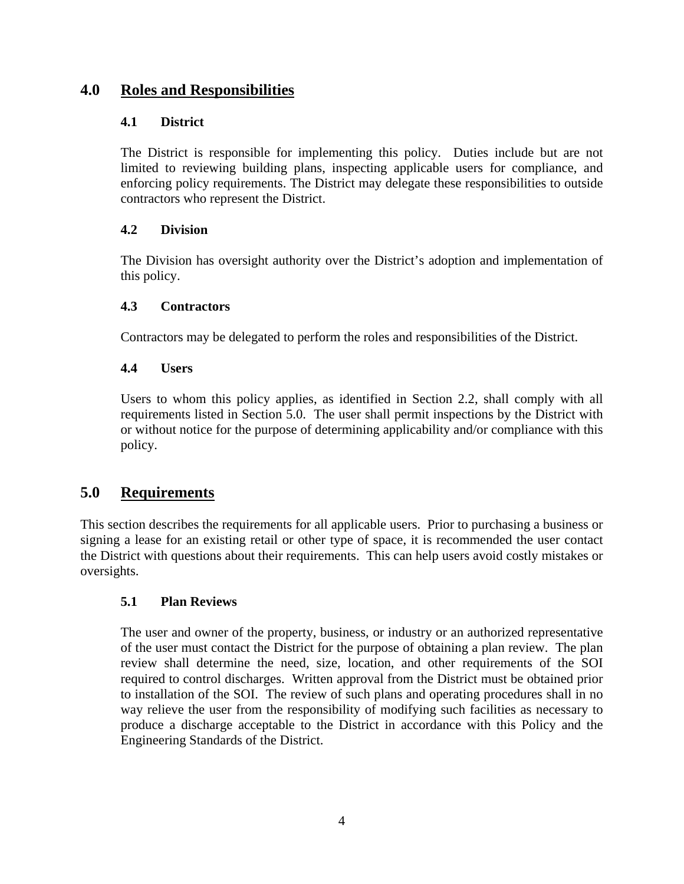## 4.0 Roles and Responsibilities

### 4.1 District

The District is responsible for implementing this policy. Duties include but are not limited to reviewing building plans, inspecting applicable users for compliance, and enforcing policy requirements. The District may delegate these responsibilities to outside contractors who represent the District.

### 4.2 Division

The Division has oversight authority over the District's adoption and implementation of this policy.

### 4.3 Contractors

Contractors may be delegated to perform the roles and responsibilities of the District.

### 4.4 Users

Users to whom this policy applies, as identified in Section 2.2, shall comply with all requirements listed in Section 5.0. The user shall permit inspections by the District with or without notice for the purpose of determining applicability and/or compliance with this policy.

## 5.0 Requirements

This section describes the requirements for all applicable users. Prior to purchasing a business or signing a lease for an existing retail or other type of space, it is recommended the user contact the District with questions about their requirements. This can help users avoid costly mistakes or oversights.

### 5.1 Plan Reviews

The user and owner of the property, business, or industry or an authorized representative of the user must contact the District for the purpose of obtaining a plan review. The plan review shall determine the need, size, location, and other requirements of the SOI required to control discharges. Written approval from the District must be obtained prior to installation of the SOI. The review of such plans and operating procedures shall in no way relieve the user from the responsibility of modifying such facilities as necessary to produce a discharge acceptable to the District in accordance with this Policy and the Engineering Standards of the District.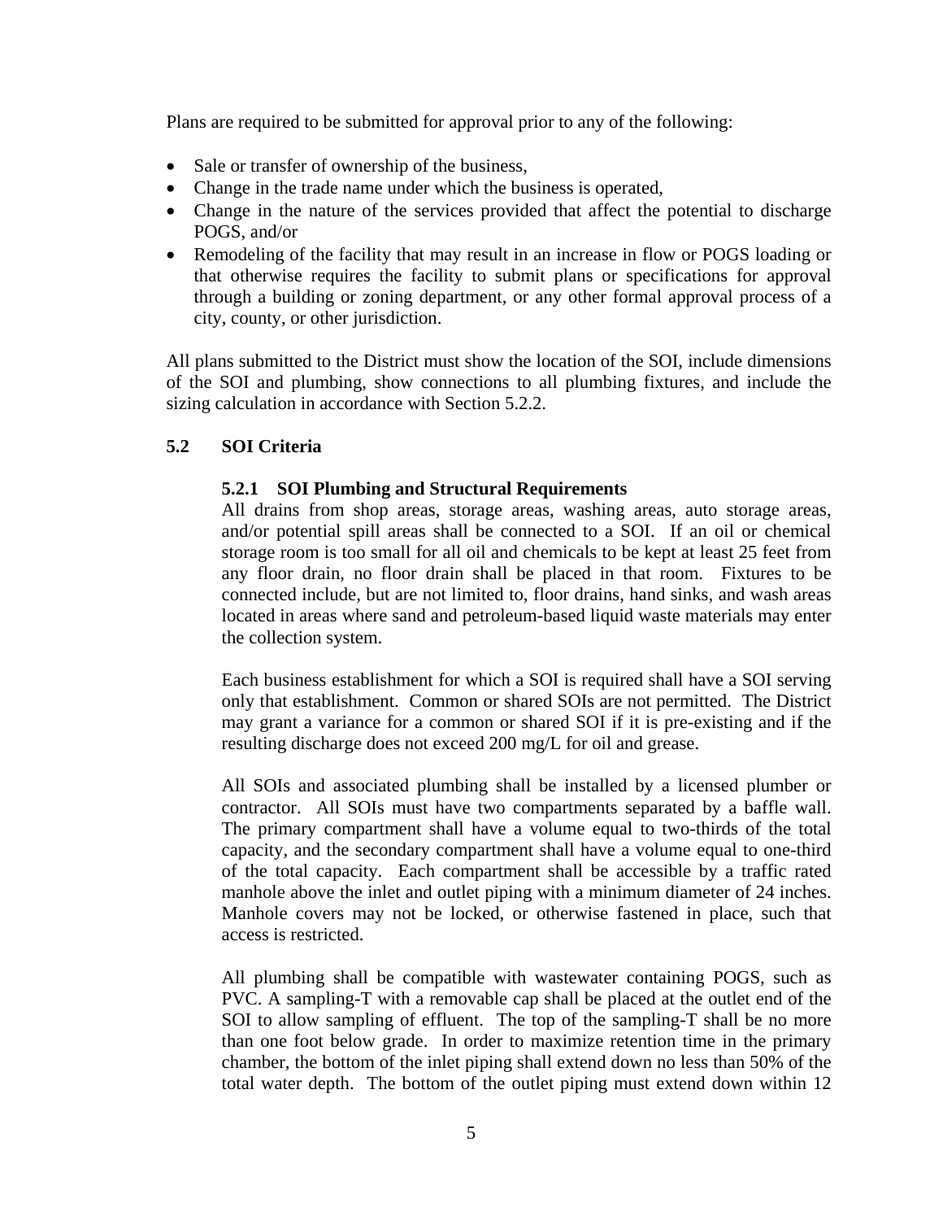Plans are required to be submitted for approval prior to any of the following:

- Sale or transfer of ownership of the business,
- Change in the trade name under which the business is operated,
- Change in the nature of the services provided that affect the potential to discharge POGS, and/or
- Remodeling of the facility that may result in an increase in flow or POGS loading or that otherwise requires the facility to submit plans or specifications for approval through a building or zoning department, or any other formal approval process of a city, county, or other jurisdiction.

All plans submitted to the District must show the location of the SOI, include dimensions of the SOI and plumbing, show connections to all plumbing fixtures, and include the sizing calculation in accordance with Section 5.2.2.

## 5.2 SOI Criteria

### 5.2.1 SOI Plumbing and Structural Requirements

All drains from shop areas, storage areas, washing areas, auto storage areas, and/or potential spill areas shall be connected to a SOI. If an oil or chemical storage room is too small for all oil and chemicals to be kept at least 25 feet from any floor drain, no floor drain shall be placed in that room. Fixtures to be connected include, but are not limited to, floor drains, hand sinks, and wash areas located in areas where sand and petroleum-based liquid waste materials may enter the collection system.

Each business establishment for which a SOI is required shall have a SOI serving only that establishment. Common or shared SOIs are not permitted. The District may grant a variance for a common or shared SOI if it is pre-existing and if the resulting discharge does not exceed 200 mg/L for oil and grease.

All SOIs and associated plumbing shall be installed by a licensed plumber or contractor. All SOIs must have two compartments separated by a baffle wall. The primary compartment shall have a volume equal to two-thirds of the total capacity, and the secondary compartment shall have a volume equal to one-third of the total capacity. Each compartment shall be accessible by a traffic rated manhole above the inlet and outlet piping with a minimum diameter of 24 inches. Manhole covers may not be locked, or otherwise fastened in place, such that access is restricted.

All plumbing shall be compatible with wastewater containing POGS, such as PVC. A sampling-T with a removable cap shall be placed at the outlet end of the SOI to allow sampling of effluent. The top of the sampling-T shall be no more than one foot below grade. In order to maximize retention time in the primary chamber, the bottom of the inlet piping shall extend down no less than 50% of the total water depth. The bottom of the outlet piping must extend down within 12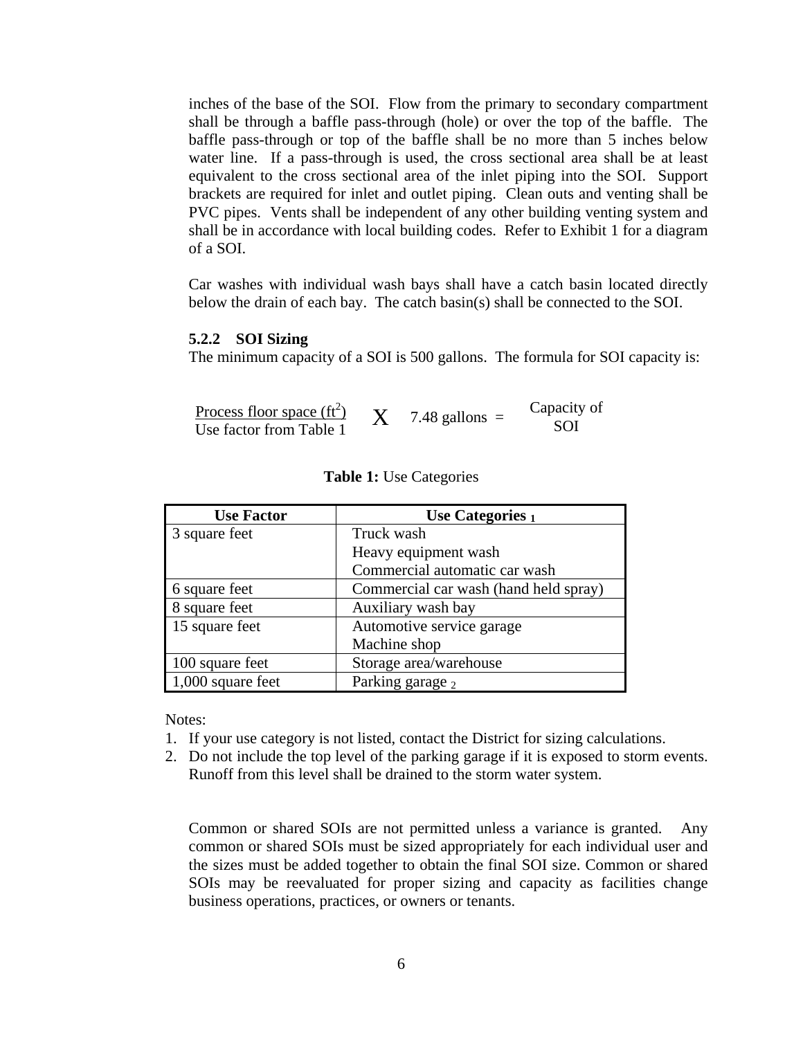inches of the base of the SOI. Flow from the primary to secondary compartment shall be through a baffle pass-through (hole) or over the top of the baffle. The baffle pass-through or top of the baffle shall be no more than 5 inches below water line. If a pass-through is used, the cross sectional area shall be at least equivalent to the cross sectional area of the inlet piping into the SOI. Support brackets are required for inlet and outlet piping. Clean outs and venting shall be PVC pipes. Vents shall be independent of any other building venting system and shall be in accordance with local building codes. Refer to Exhibit 1 for a diagram of a SOI.

Car washes with individual wash bays shall have a catch basin located directly below the drain of each bay. The catch basin(s) shall be connected to the SOI.

### 5.2.2 SOI Sizing

The minimum capacity of a SOI is 500 gallons. The formula for SOI capacity is:

$$\frac{\text{Process floor space (ft}^2\text{)}}{\text{Use factor from Table 1}} \times 7.48 \text{ gallons} = \text{Capacity of SOI}$$

**Table 1:** Use Categories

| Use Factor | Use Categories [1] |
|---|---|
| 3 square feet | Truck wash<br>Heavy equipment wash<br>Commercial automatic car wash |
| 6 square feet | Commercial car wash (hand held spray) |
| 8 square feet | Auxiliary wash bay |
| 15 square feet | Automotive service garage<br>Machine shop |
| 100 square feet | Storage area/warehouse |
| 1,000 square feet | Parking garage [2] |

Notes:

1. If your use category is not listed, contact the District for sizing calculations.
2. Do not include the top level of the parking garage if it is exposed to storm events. Runoff from this level shall be drained to the storm water system.

Common or shared SOIs are not permitted unless a variance is granted. Any common or shared SOIs must be sized appropriately for each individual user and the sizes must be added together to obtain the final SOI size. Common or shared SOIs may be reevaluated for proper sizing and capacity as facilities change business operations, practices, or owners or tenants.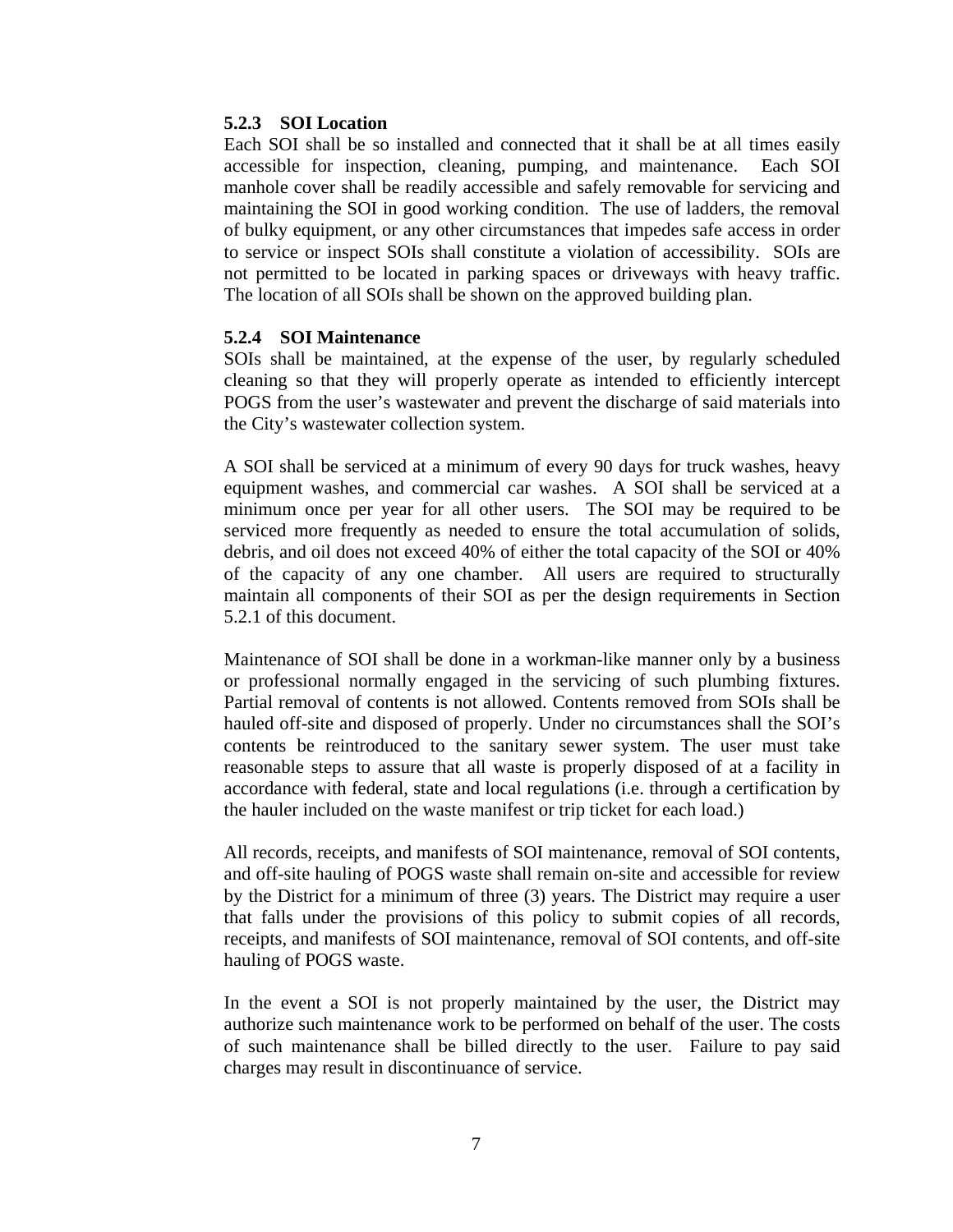#### 5.2.3 SOI Location

Each SOI shall be so installed and connected that it shall be at all times easily accessible for inspection, cleaning, pumping, and maintenance. Each SOI manhole cover shall be readily accessible and safely removable for servicing and maintaining the SOI in good working condition. The use of ladders, the removal of bulky equipment, or any other circumstances that impedes safe access in order to service or inspect SOIs shall constitute a violation of accessibility. SOIs are not permitted to be located in parking spaces or driveways with heavy traffic. The location of all SOIs shall be shown on the approved building plan.

#### 5.2.4 SOI Maintenance

SOIs shall be maintained, at the expense of the user, by regularly scheduled cleaning so that they will properly operate as intended to efficiently intercept POGS from the user's wastewater and prevent the discharge of said materials into the City's wastewater collection system.

A SOI shall be serviced at a minimum of every 90 days for truck washes, heavy equipment washes, and commercial car washes. A SOI shall be serviced at a minimum once per year for all other users. The SOI may be required to be serviced more frequently as needed to ensure the total accumulation of solids, debris, and oil does not exceed 40% of either the total capacity of the SOI or 40% of the capacity of any one chamber. All users are required to structurally maintain all components of their SOI as per the design requirements in Section 5.2.1 of this document.

Maintenance of SOI shall be done in a workman-like manner only by a business or professional normally engaged in the servicing of such plumbing fixtures. Partial removal of contents is not allowed. Contents removed from SOIs shall be hauled off-site and disposed of properly. Under no circumstances shall the SOI's contents be reintroduced to the sanitary sewer system. The user must take reasonable steps to assure that all waste is properly disposed of at a facility in accordance with federal, state and local regulations (i.e. through a certification by the hauler included on the waste manifest or trip ticket for each load.)

All records, receipts, and manifests of SOI maintenance, removal of SOI contents, and off-site hauling of POGS waste shall remain on-site and accessible for review by the District for a minimum of three (3) years. The District may require a user that falls under the provisions of this policy to submit copies of all records, receipts, and manifests of SOI maintenance, removal of SOI contents, and off-site hauling of POGS waste.

In the event a SOI is not properly maintained by the user, the District may authorize such maintenance work to be performed on behalf of the user. The costs of such maintenance shall be billed directly to the user. Failure to pay said charges may result in discontinuance of service.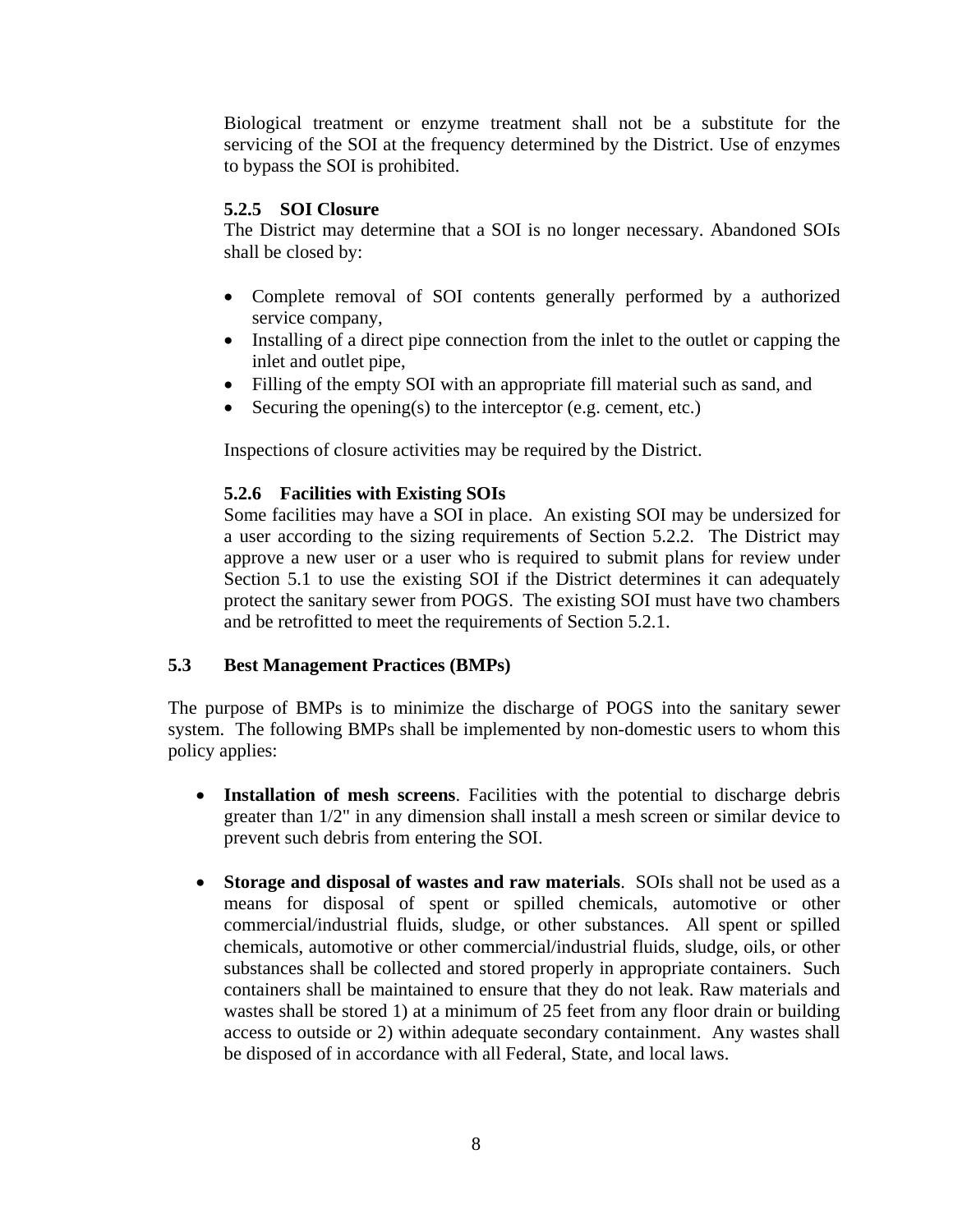Biological treatment or enzyme treatment shall not be a substitute for the servicing of the SOI at the frequency determined by the District. Use of enzymes to bypass the SOI is prohibited.

#### 5.2.5 SOI Closure

The District may determine that a SOI is no longer necessary. Abandoned SOIs shall be closed by:

- Complete removal of SOI contents generally performed by a authorized service company,
- Installing of a direct pipe connection from the inlet to the outlet or capping the inlet and outlet pipe,
- Filling of the empty SOI with an appropriate fill material such as sand, and
- Securing the opening(s) to the interceptor (e.g. cement, etc.)

Inspections of closure activities may be required by the District.

#### 5.2.6 Facilities with Existing SOIs

Some facilities may have a SOI in place. An existing SOI may be undersized for a user according to the sizing requirements of Section 5.2.2. The District may approve a new user or a user who is required to submit plans for review under Section 5.1 to use the existing SOI if the District determines it can adequately protect the sanitary sewer from POGS. The existing SOI must have two chambers and be retrofitted to meet the requirements of Section 5.2.1.

### 5.3 Best Management Practices (BMPs)

The purpose of BMPs is to minimize the discharge of POGS into the sanitary sewer system. The following BMPs shall be implemented by non-domestic users to whom this policy applies:

- **Installation of mesh screens**. Facilities with the potential to discharge debris greater than 1/2" in any dimension shall install a mesh screen or similar device to prevent such debris from entering the SOI.

- **Storage and disposal of wastes and raw materials**. SOIs shall not be used as a means for disposal of spent or spilled chemicals, automotive or other commercial/industrial fluids, sludge, or other substances. All spent or spilled chemicals, automotive or other commercial/industrial fluids, sludge, oils, or other substances shall be collected and stored properly in appropriate containers. Such containers shall be maintained to ensure that they do not leak. Raw materials and wastes shall be stored 1) at a minimum of 25 feet from any floor drain or building access to outside or 2) within adequate secondary containment. Any wastes shall be disposed of in accordance with all Federal, State, and local laws.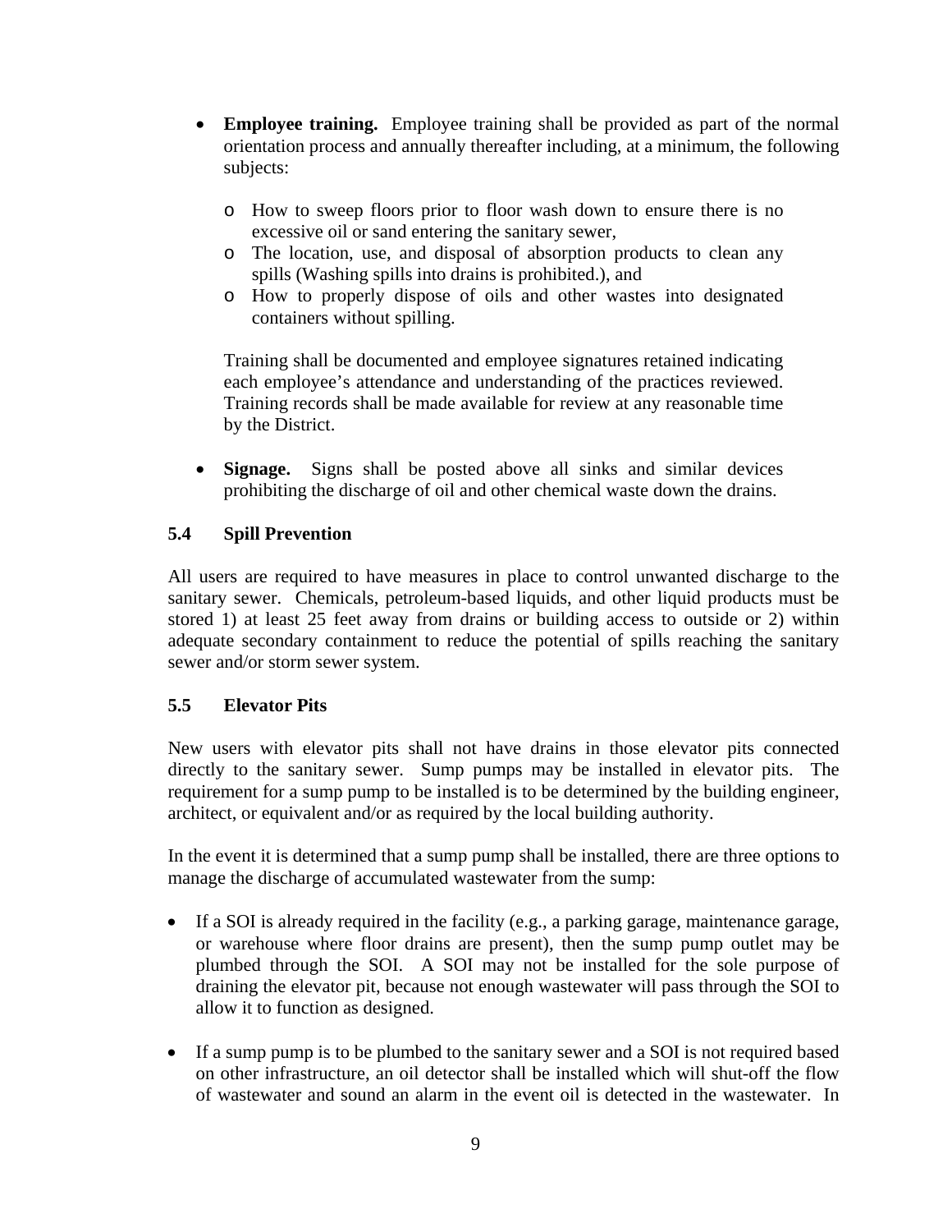- **Employee training.** Employee training shall be provided as part of the normal orientation process and annually thereafter including, at a minimum, the following subjects:

  - How to sweep floors prior to floor wash down to ensure there is no excessive oil or sand entering the sanitary sewer,
  - The location, use, and disposal of absorption products to clean any spills (Washing spills into drains is prohibited.), and
  - How to properly dispose of oils and other wastes into designated containers without spilling.

  Training shall be documented and employee signatures retained indicating each employee's attendance and understanding of the practices reviewed. Training records shall be made available for review at any reasonable time by the District.

- **Signage.** Signs shall be posted above all sinks and similar devices prohibiting the discharge of oil and other chemical waste down the drains.

### 5.4 Spill Prevention

All users are required to have measures in place to control unwanted discharge to the sanitary sewer. Chemicals, petroleum-based liquids, and other liquid products must be stored 1) at least 25 feet away from drains or building access to outside or 2) within adequate secondary containment to reduce the potential of spills reaching the sanitary sewer and/or storm sewer system.

### 5.5 Elevator Pits

New users with elevator pits shall not have drains in those elevator pits connected directly to the sanitary sewer. Sump pumps may be installed in elevator pits. The requirement for a sump pump to be installed is to be determined by the building engineer, architect, or equivalent and/or as required by the local building authority.

In the event it is determined that a sump pump shall be installed, there are three options to manage the discharge of accumulated wastewater from the sump:

- If a SOI is already required in the facility (e.g., a parking garage, maintenance garage, or warehouse where floor drains are present), then the sump pump outlet may be plumbed through the SOI. A SOI may not be installed for the sole purpose of draining the elevator pit, because not enough wastewater will pass through the SOI to allow it to function as designed.

- If a sump pump is to be plumbed to the sanitary sewer and a SOI is not required based on other infrastructure, an oil detector shall be installed which will shut-off the flow of wastewater and sound an alarm in the event oil is detected in the wastewater. In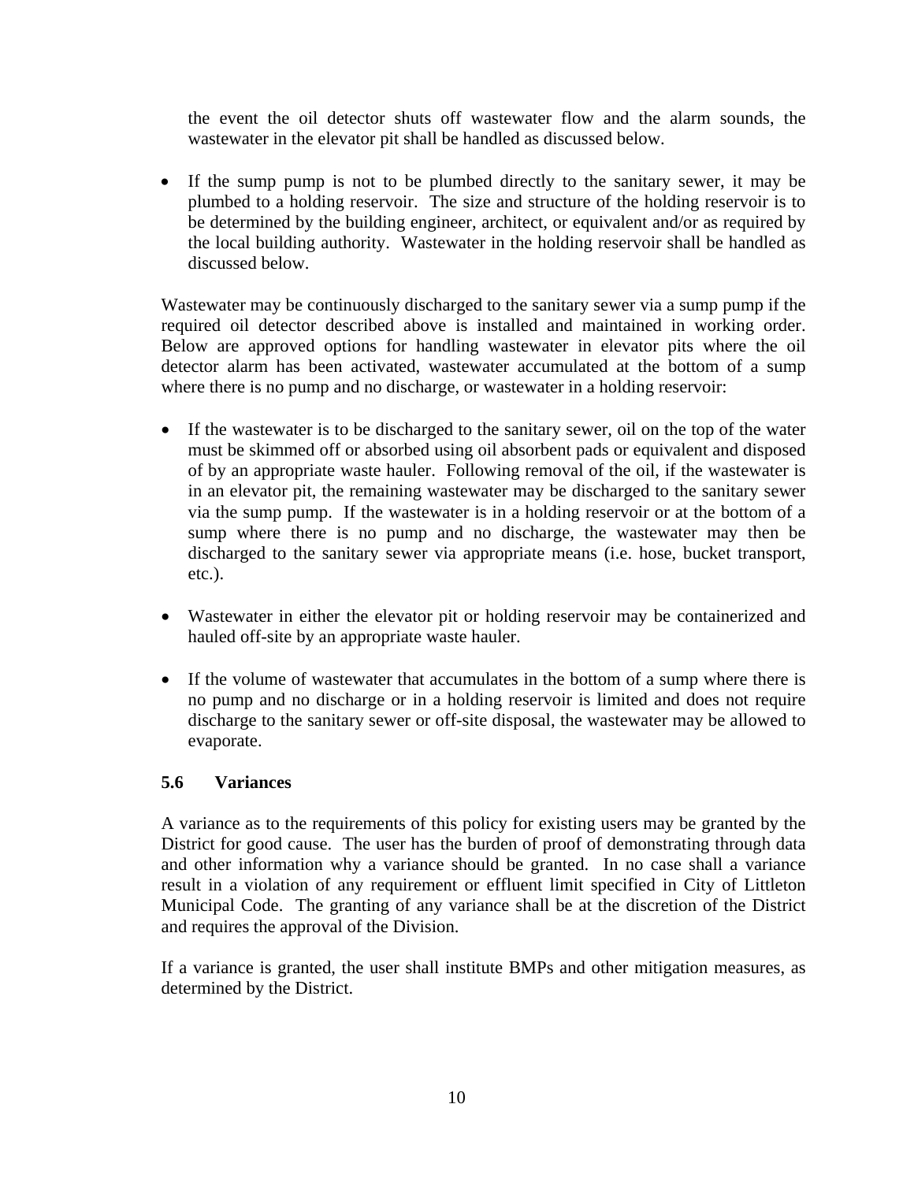the event the oil detector shuts off wastewater flow and the alarm sounds, the wastewater in the elevator pit shall be handled as discussed below.

- If the sump pump is not to be plumbed directly to the sanitary sewer, it may be plumbed to a holding reservoir. The size and structure of the holding reservoir is to be determined by the building engineer, architect, or equivalent and/or as required by the local building authority. Wastewater in the holding reservoir shall be handled as discussed below.

Wastewater may be continuously discharged to the sanitary sewer via a sump pump if the required oil detector described above is installed and maintained in working order. Below are approved options for handling wastewater in elevator pits where the oil detector alarm has been activated, wastewater accumulated at the bottom of a sump where there is no pump and no discharge, or wastewater in a holding reservoir:

- If the wastewater is to be discharged to the sanitary sewer, oil on the top of the water must be skimmed off or absorbed using oil absorbent pads or equivalent and disposed of by an appropriate waste hauler. Following removal of the oil, if the wastewater is in an elevator pit, the remaining wastewater may be discharged to the sanitary sewer via the sump pump. If the wastewater is in a holding reservoir or at the bottom of a sump where there is no pump and no discharge, the wastewater may then be discharged to the sanitary sewer via appropriate means (i.e. hose, bucket transport, etc.).

- Wastewater in either the elevator pit or holding reservoir may be containerized and hauled off-site by an appropriate waste hauler.

- If the volume of wastewater that accumulates in the bottom of a sump where there is no pump and no discharge or in a holding reservoir is limited and does not require discharge to the sanitary sewer or off-site disposal, the wastewater may be allowed to evaporate.

### 5.6 Variances

A variance as to the requirements of this policy for existing users may be granted by the District for good cause. The user has the burden of proof of demonstrating through data and other information why a variance should be granted. In no case shall a variance result in a violation of any requirement or effluent limit specified in City of Littleton Municipal Code. The granting of any variance shall be at the discretion of the District and requires the approval of the Division.

If a variance is granted, the user shall institute BMPs and other mitigation measures, as determined by the District.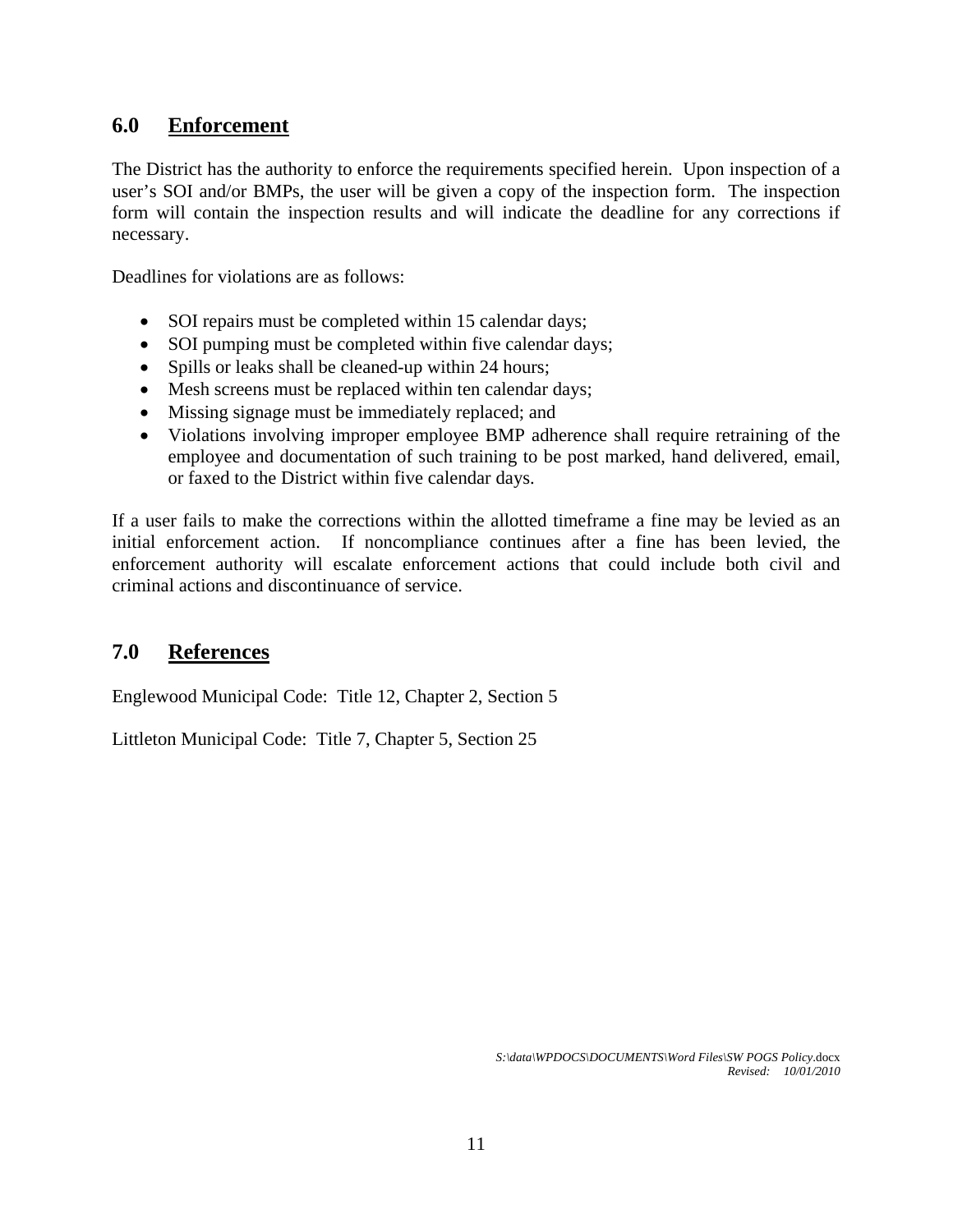## 6.0 Enforcement

The District has the authority to enforce the requirements specified herein. Upon inspection of a user's SOI and/or BMPs, the user will be given a copy of the inspection form. The inspection form will contain the inspection results and will indicate the deadline for any corrections if necessary.

Deadlines for violations are as follows:

- SOI repairs must be completed within 15 calendar days;
- SOI pumping must be completed within five calendar days;
- Spills or leaks shall be cleaned-up within 24 hours;
- Mesh screens must be replaced within ten calendar days;
- Missing signage must be immediately replaced; and
- Violations involving improper employee BMP adherence shall require retraining of the employee and documentation of such training to be post marked, hand delivered, email, or faxed to the District within five calendar days.

If a user fails to make the corrections within the allotted timeframe a fine may be levied as an initial enforcement action. If noncompliance continues after a fine has been levied, the enforcement authority will escalate enforcement actions that could include both civil and criminal actions and discontinuance of service.

## 7.0 References

Englewood Municipal Code: Title 12, Chapter 2, Section 5

Littleton Municipal Code: Title 7, Chapter 5, Section 25

*S:\data\WPDOCS\DOCUMENTS\Word Files\SW POGS Policy*.docx
*Revised: 10/01/2010*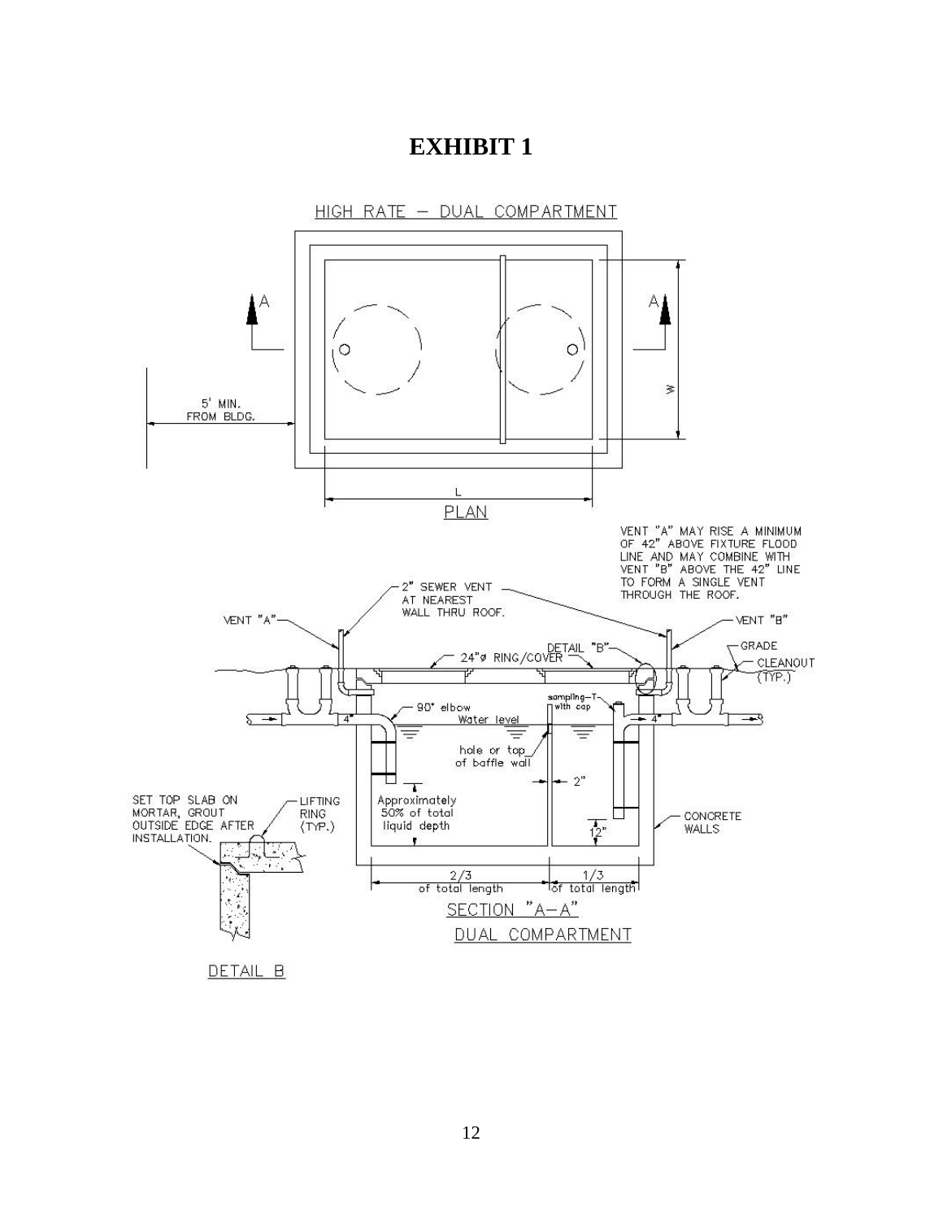# EXHIBIT 1

HIGH RATE – DUAL COMPARTMENT

A

A

5' MIN.
FROM BLDG.

W

L

PLAN

VENT "A" MAY RISE A MINIMUM OF 42" ABOVE FIXTURE FLOOD LINE AND MAY COMBINE WITH VENT "B" ABOVE THE 42" LINE TO FORM A SINGLE VENT THROUGH THE ROOF.

2" SEWER VENT AT NEAREST WALL THRU ROOF.

VENT "A"

VENT "B"

DETAIL "B"

24"ø RING/COVER

GRADE

CLEANOUT (TYP.)

sampling–T–with cap

90° elbow

Water level

4"

4"

hole or top of baffle wall

2"

Approximately 50% of total liquid depth

12"

CONCRETE WALLS

SET TOP SLAB ON MORTAR, GROUT OUTSIDE EDGE AFTER INSTALLATION.

LIFTING RING (TYP.)

2/3 of total length

1/3 of total length

SECTION "A–A"

DUAL COMPARTMENT

DETAIL B